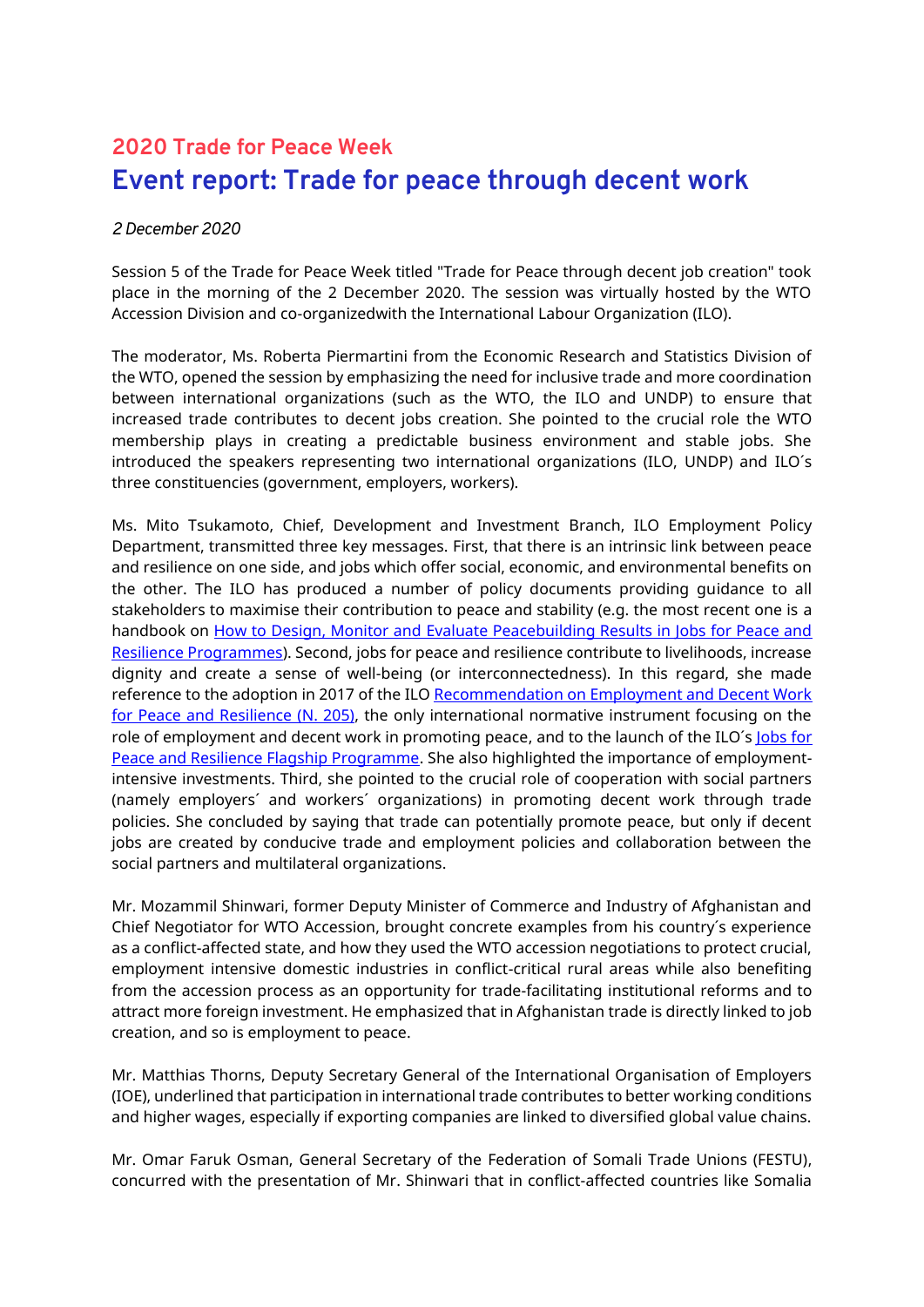## 2020 Trade for Peace Week

# Event report: Trade for peace through decent work

*2 December 2020*

Session 5 of the Trade for Peace Week titled "Trade for Peace through decent job creation" took place in the morning of the 2 December 2020. The session was virtually hosted by the WTO Accession Division and co-organizedwith the International Labour Organization (ILO).

The moderator, Ms. Roberta Piermartini from the Economic Research and Statistics Division of the WTO, opened the session by emphasizing the need for inclusive trade and more coordination between international organizations (such as the WTO, the ILO and UNDP) to ensure that increased trade contributes to decent jobs creation. She pointed to the crucial role the WTO membership plays in creating a predictable business environment and stable jobs. She introduced the speakers representing two international organizations (ILO, UNDP) and ILO´s three constituencies (government, employers, workers).

Ms. Mito Tsukamoto, Chief, Development and Investment Branch, ILO Employment Policy Department, transmitted three key messages. First, that there is an intrinsic link between peace and resilience on one side, and jobs which offer social, economic, and environmental benefits on the other. The ILO has produced a number of policy documents providing guidance to all stakeholders to maximise their contribution to peace and stability (e.g. the most recent one is a handbook on [How to Design, Monitor and Evaluate Peacebuilding Results in Jobs for Peace and Resilience Programmes]). Second, jobs for peace and resilience contribute to livelihoods, increase dignity and create a sense of well-being (or interconnectedness). In this regard, she made reference to the adoption in 2017 of the ILO [Recommendation on Employment and Decent Work for Peace and Resilience (N. 205)], the only international normative instrument focusing on the role of employment and decent work in promoting peace, and to the launch of the ILO´s [Jobs for Peace and Resilience Flagship Programme]. She also highlighted the importance of employment-intensive investments. Third, she pointed to the crucial role of cooperation with social partners (namely employers´ and workers´ organizations) in promoting decent work through trade policies. She concluded by saying that trade can potentially promote peace, but only if decent jobs are created by conducive trade and employment policies and collaboration between the social partners and multilateral organizations.

Mr. Mozammil Shinwari, former Deputy Minister of Commerce and Industry of Afghanistan and Chief Negotiator for WTO Accession, brought concrete examples from his country´s experience as a conflict-affected state, and how they used the WTO accession negotiations to protect crucial, employment intensive domestic industries in conflict-critical rural areas while also benefiting from the accession process as an opportunity for trade-facilitating institutional reforms and to attract more foreign investment. He emphasized that in Afghanistan trade is directly linked to job creation, and so is employment to peace.

Mr. Matthias Thorns, Deputy Secretary General of the International Organisation of Employers (IOE), underlined that participation in international trade contributes to better working conditions and higher wages, especially if exporting companies are linked to diversified global value chains.

Mr. Omar Faruk Osman, General Secretary of the Federation of Somali Trade Unions (FESTU), concurred with the presentation of Mr. Shinwari that in conflict-affected countries like Somalia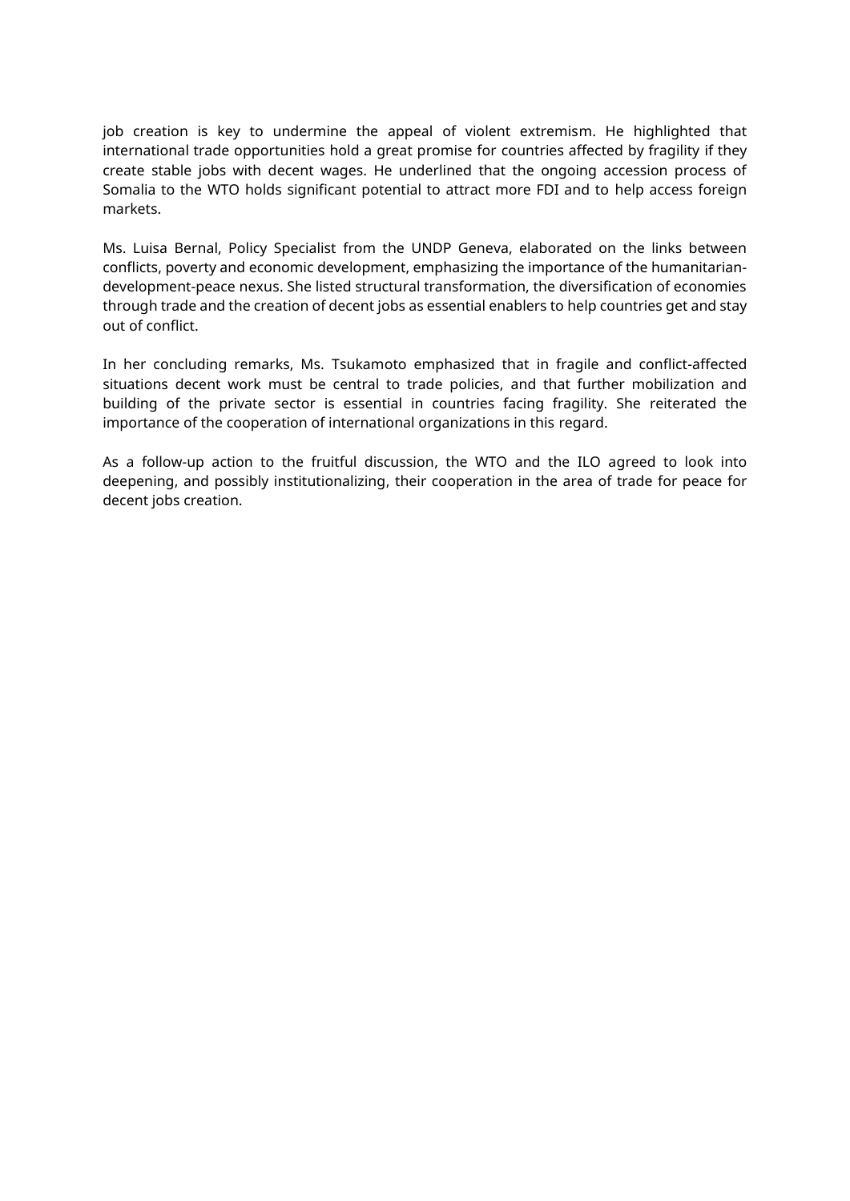job creation is key to undermine the appeal of violent extremism. He highlighted that international trade opportunities hold a great promise for countries affected by fragility if they create stable jobs with decent wages. He underlined that the ongoing accession process of Somalia to the WTO holds significant potential to attract more FDI and to help access foreign markets.

Ms. Luisa Bernal, Policy Specialist from the UNDP Geneva, elaborated on the links between conflicts, poverty and economic development, emphasizing the importance of the humanitarian-development-peace nexus. She listed structural transformation, the diversification of economies through trade and the creation of decent jobs as essential enablers to help countries get and stay out of conflict.

In her concluding remarks, Ms. Tsukamoto emphasized that in fragile and conflict-affected situations decent work must be central to trade policies, and that further mobilization and building of the private sector is essential in countries facing fragility. She reiterated the importance of the cooperation of international organizations in this regard.

As a follow-up action to the fruitful discussion, the WTO and the ILO agreed to look into deepening, and possibly institutionalizing, their cooperation in the area of trade for peace for decent jobs creation.